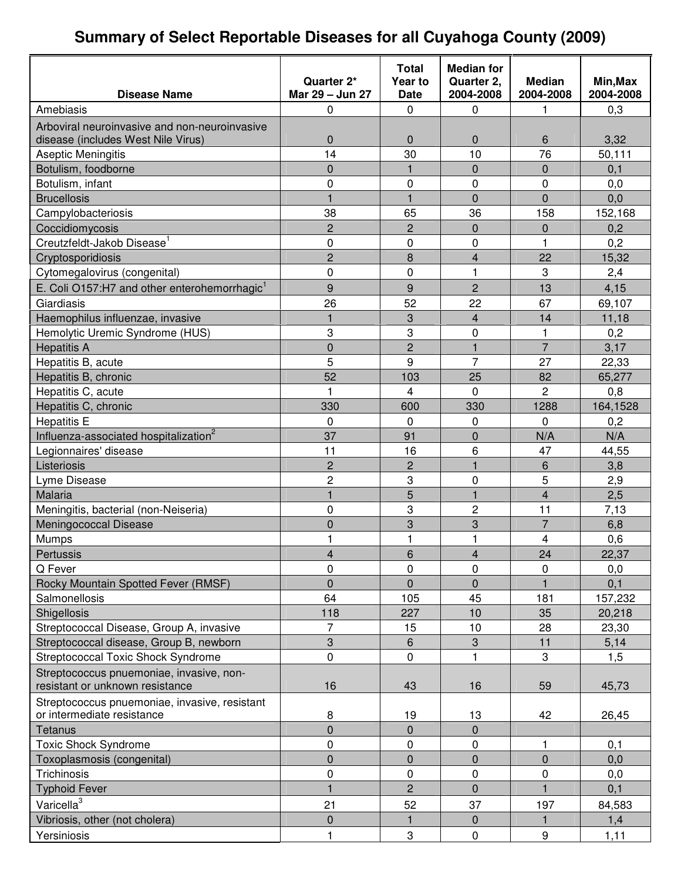# Summary of Select Reportable Diseases for all Cuyahoga County (2009)

| Disease Name | Quarter 2* Mar 29 – Jun 27 | Total Year to Date | Median for Quarter 2, 2004-2008 | Median 2004-2008 | Min,Max 2004-2008 |
|---|---|---|---|---|---|
| Amebiasis | 0 | 0 | 0 | 1 | 0,3 |
| Arboviral neuroinvasive and non-neuroinvasive disease (includes West Nile Virus) | 0 | 0 | 0 | 6 | 3,32 |
| Aseptic Meningitis | 14 | 30 | 10 | 76 | 50,111 |
| Botulism, foodborne | 0 | 1 | 0 | 0 | 0,1 |
| Botulism, infant | 0 | 0 | 0 | 0 | 0,0 |
| Brucellosis | 1 | 1 | 0 | 0 | 0,0 |
| Campylobacteriosis | 38 | 65 | 36 | 158 | 152,168 |
| Coccidiomycosis | 2 | 2 | 0 | 0 | 0,2 |
| Creutzfeldt-Jakob Disease[1] | 0 | 0 | 0 | 1 | 0,2 |
| Cryptosporidiosis | 2 | 8 | 4 | 22 | 15,32 |
| Cytomegalovirus (congenital) | 0 | 0 | 1 | 3 | 2,4 |
| E. Coli O157:H7 and other enterohemorrhagic[1] | 9 | 9 | 2 | 13 | 4,15 |
| Giardiasis | 26 | 52 | 22 | 67 | 69,107 |
| Haemophilus influenzae, invasive | 1 | 3 | 4 | 14 | 11,18 |
| Hemolytic Uremic Syndrome (HUS) | 3 | 3 | 0 | 1 | 0,2 |
| Hepatitis A | 0 | 2 | 1 | 7 | 3,17 |
| Hepatitis B, acute | 5 | 9 | 7 | 27 | 22,33 |
| Hepatitis B, chronic | 52 | 103 | 25 | 82 | 65,277 |
| Hepatitis C, acute | 1 | 4 | 0 | 2 | 0,8 |
| Hepatitis C, chronic | 330 | 600 | 330 | 1288 | 164,1528 |
| Hepatitis E | 0 | 0 | 0 | 0 | 0,2 |
| Influenza-associated hospitalization[2] | 37 | 91 | 0 | N/A | N/A |
| Legionnaires' disease | 11 | 16 | 6 | 47 | 44,55 |
| Listeriosis | 2 | 2 | 1 | 6 | 3,8 |
| Lyme Disease | 2 | 3 | 0 | 5 | 2,9 |
| Malaria | 1 | 5 | 1 | 4 | 2,5 |
| Meningitis, bacterial (non-Neiseria) | 0 | 3 | 2 | 11 | 7,13 |
| Meningococcal Disease | 0 | 3 | 3 | 7 | 6,8 |
| Mumps | 1 | 1 | 1 | 4 | 0,6 |
| Pertussis | 4 | 6 | 4 | 24 | 22,37 |
| Q Fever | 0 | 0 | 0 | 0 | 0,0 |
| Rocky Mountain Spotted Fever (RMSF) | 0 | 0 | 0 | 1 | 0,1 |
| Salmonellosis | 64 | 105 | 45 | 181 | 157,232 |
| Shigellosis | 118 | 227 | 10 | 35 | 20,218 |
| Streptococcal Disease, Group A, invasive | 7 | 15 | 10 | 28 | 23,30 |
| Streptococcal disease, Group B, newborn | 3 | 6 | 3 | 11 | 5,14 |
| Streptococcal Toxic Shock Syndrome | 0 | 0 | 1 | 3 | 1,5 |
| Streptococcus pnuemoniae, invasive, non-resistant or unknown resistance | 16 | 43 | 16 | 59 | 45,73 |
| Streptococcus pnuemoniae, invasive, resistant or intermediate resistance | 8 | 19 | 13 | 42 | 26,45 |
| Tetanus | 0 | 0 | 0 | | |
| Toxic Shock Syndrome | 0 | 0 | 0 | 1 | 0,1 |
| Toxoplasmosis (congenital) | 0 | 0 | 0 | 0 | 0,0 |
| Trichinosis | 0 | 0 | 0 | 0 | 0,0 |
| Typhoid Fever | 1 | 2 | 0 | 1 | 0,1 |
| Varicella[3] | 21 | 52 | 37 | 197 | 84,583 |
| Vibriosis, other (not cholera) | 0 | 1 | 0 | 1 | 1,4 |
| Yersiniosis | 1 | 3 | 0 | 9 | 1,11 |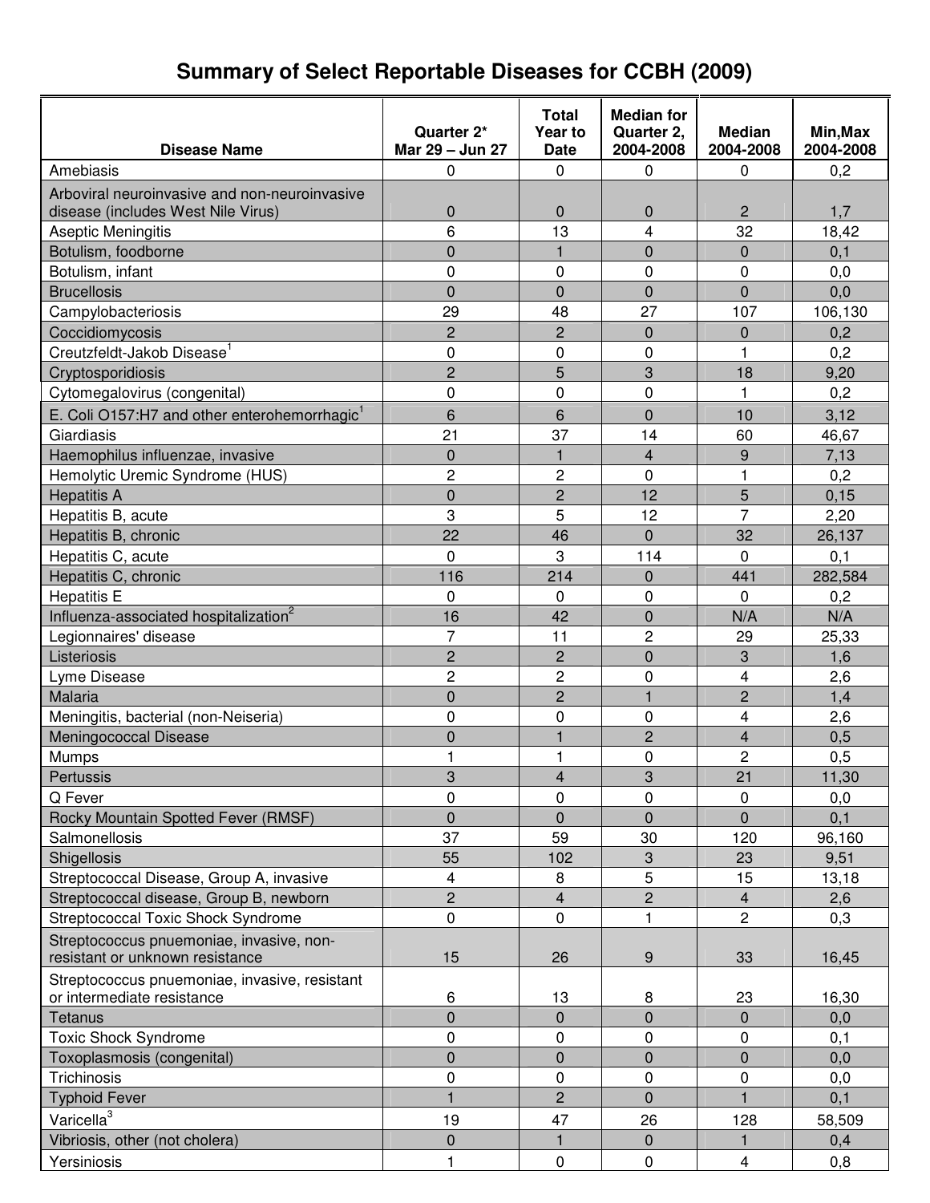# Summary of Select Reportable Diseases for CCBH (2009)

| Disease Name | Quarter 2* Mar 29 – Jun 27 | Total Year to Date | Median for Quarter 2, 2004-2008 | Median 2004-2008 | Min,Max 2004-2008 |
|---|---|---|---|---|---|
| Amebiasis | 0 | 0 | 0 | 0 | 0,2 |
| Arboviral neuroinvasive and non-neuroinvasive disease (includes West Nile Virus) | 0 | 0 | 0 | 2 | 1,7 |
| Aseptic Meningitis | 6 | 13 | 4 | 32 | 18,42 |
| Botulism, foodborne | 0 | 1 | 0 | 0 | 0,1 |
| Botulism, infant | 0 | 0 | 0 | 0 | 0,0 |
| Brucellosis | 0 | 0 | 0 | 0 | 0,0 |
| Campylobacteriosis | 29 | 48 | 27 | 107 | 106,130 |
| Coccidiomycosis | 2 | 2 | 0 | 0 | 0,2 |
| Creutzfeldt-Jakob Disease[1] | 0 | 0 | 0 | 1 | 0,2 |
| Cryptosporidiosis | 2 | 5 | 3 | 18 | 9,20 |
| Cytomegalovirus (congenital) | 0 | 0 | 0 | 1 | 0,2 |
| E. Coli O157:H7 and other enterohemorrhagic[1] | 6 | 6 | 0 | 10 | 3,12 |
| Giardiasis | 21 | 37 | 14 | 60 | 46,67 |
| Haemophilus influenzae, invasive | 0 | 1 | 4 | 9 | 7,13 |
| Hemolytic Uremic Syndrome (HUS) | 2 | 2 | 0 | 1 | 0,2 |
| Hepatitis A | 0 | 2 | 12 | 5 | 0,15 |
| Hepatitis B, acute | 3 | 5 | 12 | 7 | 2,20 |
| Hepatitis B, chronic | 22 | 46 | 0 | 32 | 26,137 |
| Hepatitis C, acute | 0 | 3 | 114 | 0 | 0,1 |
| Hepatitis C, chronic | 116 | 214 | 0 | 441 | 282,584 |
| Hepatitis E | 0 | 0 | 0 | 0 | 0,2 |
| Influenza-associated hospitalization[2] | 16 | 42 | 0 | N/A | N/A |
| Legionnaires' disease | 7 | 11 | 2 | 29 | 25,33 |
| Listeriosis | 2 | 2 | 0 | 3 | 1,6 |
| Lyme Disease | 2 | 2 | 0 | 4 | 2,6 |
| Malaria | 0 | 2 | 1 | 2 | 1,4 |
| Meningitis, bacterial (non-Neiseria) | 0 | 0 | 0 | 4 | 2,6 |
| Meningococcal Disease | 0 | 1 | 2 | 4 | 0,5 |
| Mumps | 1 | 1 | 0 | 2 | 0,5 |
| Pertussis | 3 | 4 | 3 | 21 | 11,30 |
| Q Fever | 0 | 0 | 0 | 0 | 0,0 |
| Rocky Mountain Spotted Fever (RMSF) | 0 | 0 | 0 | 0 | 0,1 |
| Salmonellosis | 37 | 59 | 30 | 120 | 96,160 |
| Shigellosis | 55 | 102 | 3 | 23 | 9,51 |
| Streptococcal Disease, Group A, invasive | 4 | 8 | 5 | 15 | 13,18 |
| Streptococcal disease, Group B, newborn | 2 | 4 | 2 | 4 | 2,6 |
| Streptococcal Toxic Shock Syndrome | 0 | 0 | 1 | 2 | 0,3 |
| Streptococcus pnuemoniae, invasive, non-resistant or unknown resistance | 15 | 26 | 9 | 33 | 16,45 |
| Streptococcus pnuemoniae, invasive, resistant or intermediate resistance | 6 | 13 | 8 | 23 | 16,30 |
| Tetanus | 0 | 0 | 0 | 0 | 0,0 |
| Toxic Shock Syndrome | 0 | 0 | 0 | 0 | 0,1 |
| Toxoplasmosis (congenital) | 0 | 0 | 0 | 0 | 0,0 |
| Trichinosis | 0 | 0 | 0 | 0 | 0,0 |
| Typhoid Fever | 1 | 2 | 0 | 1 | 0,1 |
| Varicella[3] | 19 | 47 | 26 | 128 | 58,509 |
| Vibriosis, other (not cholera) | 0 | 1 | 0 | 1 | 0,4 |
| Yersiniosis | 1 | 0 | 0 | 4 | 0,8 |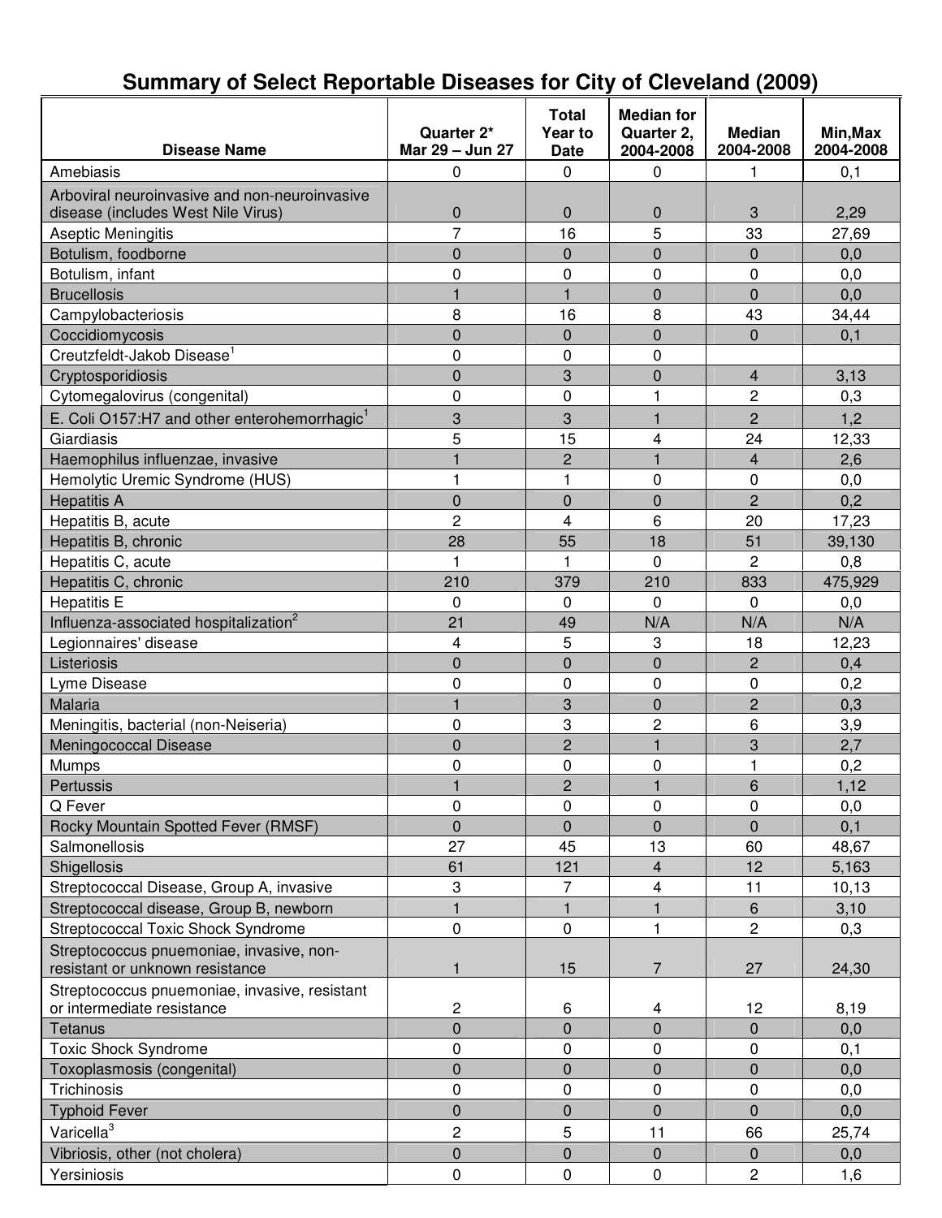# Summary of Select Reportable Diseases for City of Cleveland (2009)

| Disease Name | Quarter 2* Mar 29 – Jun 27 | Total Year to Date | Median for Quarter 2, 2004-2008 | Median 2004-2008 | Min,Max 2004-2008 |
|---|---|---|---|---|---|
| Amebiasis | 0 | 0 | 0 | 1 | 0,1 |
| Arboviral neuroinvasive and non-neuroinvasive disease (includes West Nile Virus) | 0 | 0 | 0 | 3 | 2,29 |
| Aseptic Meningitis | 7 | 16 | 5 | 33 | 27,69 |
| Botulism, foodborne | 0 | 0 | 0 | 0 | 0,0 |
| Botulism, infant | 0 | 0 | 0 | 0 | 0,0 |
| Brucellosis | 1 | 1 | 0 | 0 | 0,0 |
| Campylobacteriosis | 8 | 16 | 8 | 43 | 34,44 |
| Coccidiomycosis | 0 | 0 | 0 | 0 | 0,1 |
| Creutzfeldt-Jakob Disease[1] | 0 | 0 | 0 | | |
| Cryptosporidiosis | 0 | 3 | 0 | 4 | 3,13 |
| Cytomegalovirus (congenital) | 0 | 0 | 1 | 2 | 0,3 |
| E. Coli O157:H7 and other enterohemorrhagic[1] | 3 | 3 | 1 | 2 | 1,2 |
| Giardiasis | 5 | 15 | 4 | 24 | 12,33 |
| Haemophilus influenzae, invasive | 1 | 2 | 1 | 4 | 2,6 |
| Hemolytic Uremic Syndrome (HUS) | 1 | 1 | 0 | 0 | 0,0 |
| Hepatitis A | 0 | 0 | 0 | 2 | 0,2 |
| Hepatitis B, acute | 2 | 4 | 6 | 20 | 17,23 |
| Hepatitis B, chronic | 28 | 55 | 18 | 51 | 39,130 |
| Hepatitis C, acute | 1 | 1 | 0 | 2 | 0,8 |
| Hepatitis C, chronic | 210 | 379 | 210 | 833 | 475,929 |
| Hepatitis E | 0 | 0 | 0 | 0 | 0,0 |
| Influenza-associated hospitalization[2] | 21 | 49 | N/A | N/A | N/A |
| Legionnaires' disease | 4 | 5 | 3 | 18 | 12,23 |
| Listeriosis | 0 | 0 | 0 | 2 | 0,4 |
| Lyme Disease | 0 | 0 | 0 | 0 | 0,2 |
| Malaria | 1 | 3 | 0 | 2 | 0,3 |
| Meningitis, bacterial (non-Neiseria) | 0 | 3 | 2 | 6 | 3,9 |
| Meningococcal Disease | 0 | 2 | 1 | 3 | 2,7 |
| Mumps | 0 | 0 | 0 | 1 | 0,2 |
| Pertussis | 1 | 2 | 1 | 6 | 1,12 |
| Q Fever | 0 | 0 | 0 | 0 | 0,0 |
| Rocky Mountain Spotted Fever (RMSF) | 0 | 0 | 0 | 0 | 0,1 |
| Salmonellosis | 27 | 45 | 13 | 60 | 48,67 |
| Shigellosis | 61 | 121 | 4 | 12 | 5,163 |
| Streptococcal Disease, Group A, invasive | 3 | 7 | 4 | 11 | 10,13 |
| Streptococcal disease, Group B, newborn | 1 | 1 | 1 | 6 | 3,10 |
| Streptococcal Toxic Shock Syndrome | 0 | 0 | 1 | 2 | 0,3 |
| Streptococcus pnuemoniae, invasive, non-resistant or unknown resistance | 1 | 15 | 7 | 27 | 24,30 |
| Streptococcus pnuemoniae, invasive, resistant or intermediate resistance | 2 | 6 | 4 | 12 | 8,19 |
| Tetanus | 0 | 0 | 0 | 0 | 0,0 |
| Toxic Shock Syndrome | 0 | 0 | 0 | 0 | 0,1 |
| Toxoplasmosis (congenital) | 0 | 0 | 0 | 0 | 0,0 |
| Trichinosis | 0 | 0 | 0 | 0 | 0,0 |
| Typhoid Fever | 0 | 0 | 0 | 0 | 0,0 |
| Varicella[3] | 2 | 5 | 11 | 66 | 25,74 |
| Vibriosis, other (not cholera) | 0 | 0 | 0 | 0 | 0,0 |
| Yersiniosis | 0 | 0 | 0 | 2 | 1,6 |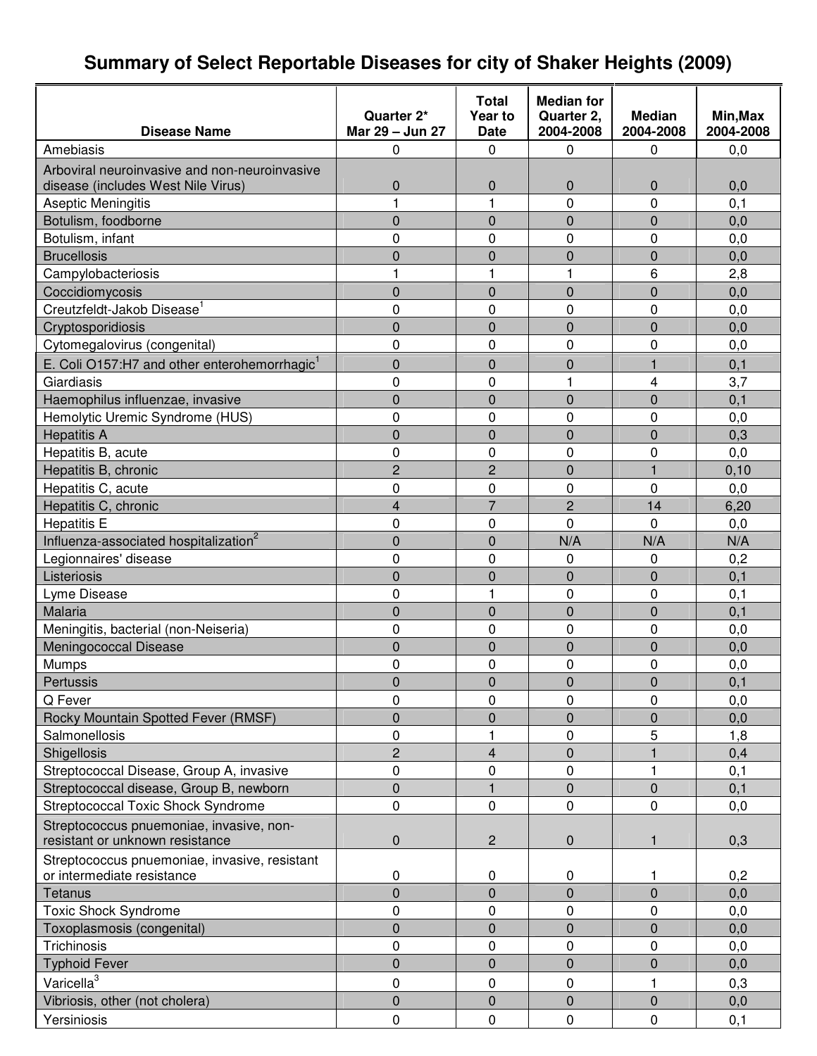# Summary of Select Reportable Diseases for city of Shaker Heights (2009)

| Disease Name | Quarter 2* Mar 29 – Jun 27 | Total Year to Date | Median for Quarter 2, 2004-2008 | Median 2004-2008 | Min,Max 2004-2008 |
|---|---|---|---|---|---|
| Amebiasis | 0 | 0 | 0 | 0 | 0,0 |
| Arboviral neuroinvasive and non-neuroinvasive disease (includes West Nile Virus) | 0 | 0 | 0 | 0 | 0,0 |
| Aseptic Meningitis | 1 | 1 | 0 | 0 | 0,1 |
| Botulism, foodborne | 0 | 0 | 0 | 0 | 0,0 |
| Botulism, infant | 0 | 0 | 0 | 0 | 0,0 |
| Brucellosis | 0 | 0 | 0 | 0 | 0,0 |
| Campylobacteriosis | 1 | 1 | 1 | 6 | 2,8 |
| Coccidiomycosis | 0 | 0 | 0 | 0 | 0,0 |
| Creutzfeldt-Jakob Disease[1] | 0 | 0 | 0 | 0 | 0,0 |
| Cryptosporidiosis | 0 | 0 | 0 | 0 | 0,0 |
| Cytomegalovirus (congenital) | 0 | 0 | 0 | 0 | 0,0 |
| E. Coli O157:H7 and other enterohemorrhagic[1] | 0 | 0 | 0 | 1 | 0,1 |
| Giardiasis | 0 | 0 | 1 | 4 | 3,7 |
| Haemophilus influenzae, invasive | 0 | 0 | 0 | 0 | 0,1 |
| Hemolytic Uremic Syndrome (HUS) | 0 | 0 | 0 | 0 | 0,0 |
| Hepatitis A | 0 | 0 | 0 | 0 | 0,3 |
| Hepatitis B, acute | 0 | 0 | 0 | 0 | 0,0 |
| Hepatitis B, chronic | 2 | 2 | 0 | 1 | 0,10 |
| Hepatitis C, acute | 0 | 0 | 0 | 0 | 0,0 |
| Hepatitis C, chronic | 4 | 7 | 2 | 14 | 6,20 |
| Hepatitis E | 0 | 0 | 0 | 0 | 0,0 |
| Influenza-associated hospitalization[2] | 0 | 0 | N/A | N/A | N/A |
| Legionnaires' disease | 0 | 0 | 0 | 0 | 0,2 |
| Listeriosis | 0 | 0 | 0 | 0 | 0,1 |
| Lyme Disease | 0 | 1 | 0 | 0 | 0,1 |
| Malaria | 0 | 0 | 0 | 0 | 0,1 |
| Meningitis, bacterial (non-Neiseria) | 0 | 0 | 0 | 0 | 0,0 |
| Meningococcal Disease | 0 | 0 | 0 | 0 | 0,0 |
| Mumps | 0 | 0 | 0 | 0 | 0,0 |
| Pertussis | 0 | 0 | 0 | 0 | 0,1 |
| Q Fever | 0 | 0 | 0 | 0 | 0,0 |
| Rocky Mountain Spotted Fever (RMSF) | 0 | 0 | 0 | 0 | 0,0 |
| Salmonellosis | 0 | 1 | 0 | 5 | 1,8 |
| Shigellosis | 2 | 4 | 0 | 1 | 0,4 |
| Streptococcal Disease, Group A, invasive | 0 | 0 | 0 | 1 | 0,1 |
| Streptococcal disease, Group B, newborn | 0 | 1 | 0 | 0 | 0,1 |
| Streptococcal Toxic Shock Syndrome | 0 | 0 | 0 | 0 | 0,0 |
| Streptococcus pnuemoniae, invasive, non-resistant or unknown resistance | 0 | 2 | 0 | 1 | 0,3 |
| Streptococcus pnuemoniae, invasive, resistant or intermediate resistance | 0 | 0 | 0 | 1 | 0,2 |
| Tetanus | 0 | 0 | 0 | 0 | 0,0 |
| Toxic Shock Syndrome | 0 | 0 | 0 | 0 | 0,0 |
| Toxoplasmosis (congenital) | 0 | 0 | 0 | 0 | 0,0 |
| Trichinosis | 0 | 0 | 0 | 0 | 0,0 |
| Typhoid Fever | 0 | 0 | 0 | 0 | 0,0 |
| Varicella[3] | 0 | 0 | 0 | 1 | 0,3 |
| Vibriosis, other (not cholera) | 0 | 0 | 0 | 0 | 0,0 |
| Yersiniosis | 0 | 0 | 0 | 0 | 0,1 |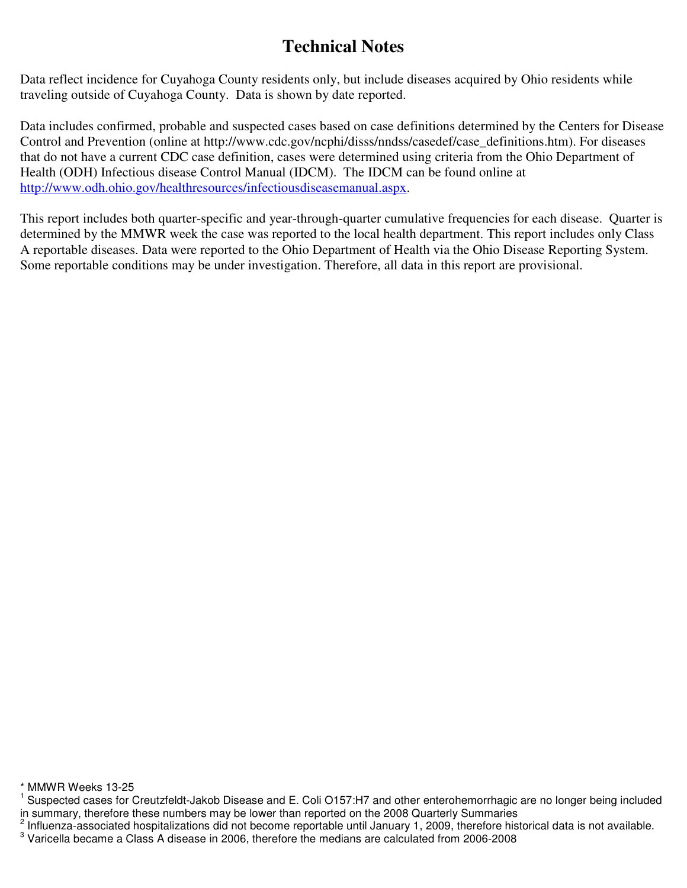# Technical Notes

Data reflect incidence for Cuyahoga County residents only, but include diseases acquired by Ohio residents while traveling outside of Cuyahoga County. Data is shown by date reported.

Data includes confirmed, probable and suspected cases based on case definitions determined by the Centers for Disease Control and Prevention (online at http://www.cdc.gov/ncphi/disss/nndss/casedef/case_definitions.htm). For diseases that do not have a current CDC case definition, cases were determined using criteria from the Ohio Department of Health (ODH) Infectious disease Control Manual (IDCM). The IDCM can be found online at [http://www.odh.ohio.gov/healthresources/infectiousdiseasemanual.aspx](http://www.odh.ohio.gov/healthresources/infectiousdiseasemanual.aspx).

This report includes both quarter-specific and year-through-quarter cumulative frequencies for each disease. Quarter is determined by the MMWR week the case was reported to the local health department. This report includes only Class A reportable diseases. Data were reported to the Ohio Department of Health via the Ohio Disease Reporting System. Some reportable conditions may be under investigation. Therefore, all data in this report are provisional.

* MMWR Weeks 13-25

[1] Suspected cases for Creutzfeldt-Jakob Disease and E. Coli O157:H7 and other enterohemorrhagic are no longer being included in summary, therefore these numbers may be lower than reported on the 2008 Quarterly Summaries

[2] Influenza-associated hospitalizations did not become reportable until January 1, 2009, therefore historical data is not available.

[3] Varicella became a Class A disease in 2006, therefore the medians are calculated from 2006-2008